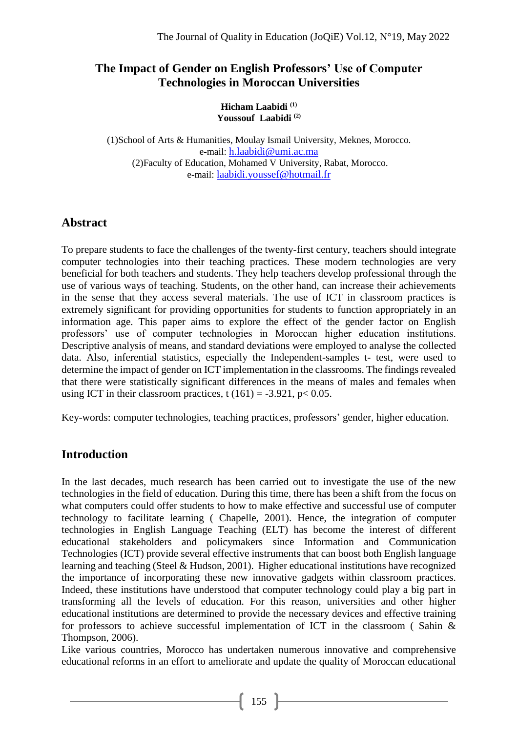# The Impact of Gender on English Professors' Use of Computer Technologies in Moroccan Universities

**Hicham Laabidi [1]**
**Youssouf Laabidi [2]**

(1)School of Arts & Humanities, Moulay Ismail University, Meknes, Morocco.
e-mail: h.laabidi@umi.ac.ma
(2)Faculty of Education, Mohamed V University, Rabat, Morocco.
e-mail: laabidi.youssef@hotmail.fr

## Abstract

To prepare students to face the challenges of the twenty-first century, teachers should integrate computer technologies into their teaching practices. These modern technologies are very beneficial for both teachers and students. They help teachers develop professional through the use of various ways of teaching. Students, on the other hand, can increase their achievements in the sense that they access several materials. The use of ICT in classroom practices is extremely significant for providing opportunities for students to function appropriately in an information age. This paper aims to explore the effect of the gender factor on English professors' use of computer technologies in Moroccan higher education institutions. Descriptive analysis of means, and standard deviations were employed to analyse the collected data. Also, inferential statistics, especially the Independent-samples t- test, were used to determine the impact of gender on ICT implementation in the classrooms. The findings revealed that there were statistically significant differences in the means of males and females when using ICT in their classroom practices, $t(161) = -3.921$, $p < 0.05$.

Key-words: computer technologies, teaching practices, professors' gender, higher education.

## Introduction

In the last decades, much research has been carried out to investigate the use of the new technologies in the field of education. During this time, there has been a shift from the focus on what computers could offer students to how to make effective and successful use of computer technology to facilitate learning ( Chapelle, 2001). Hence, the integration of computer technologies in English Language Teaching (ELT) has become the interest of different educational stakeholders and policymakers since Information and Communication Technologies (ICT) provide several effective instruments that can boost both English language learning and teaching (Steel & Hudson, 2001). Higher educational institutions have recognized the importance of incorporating these new innovative gadgets within classroom practices. Indeed, these institutions have understood that computer technology could play a big part in transforming all the levels of education. For this reason, universities and other higher educational institutions are determined to provide the necessary devices and effective training for professors to achieve successful implementation of ICT in the classroom ( Sahin & Thompson, 2006).

Like various countries, Morocco has undertaken numerous innovative and comprehensive educational reforms in an effort to ameliorate and update the quality of Moroccan educational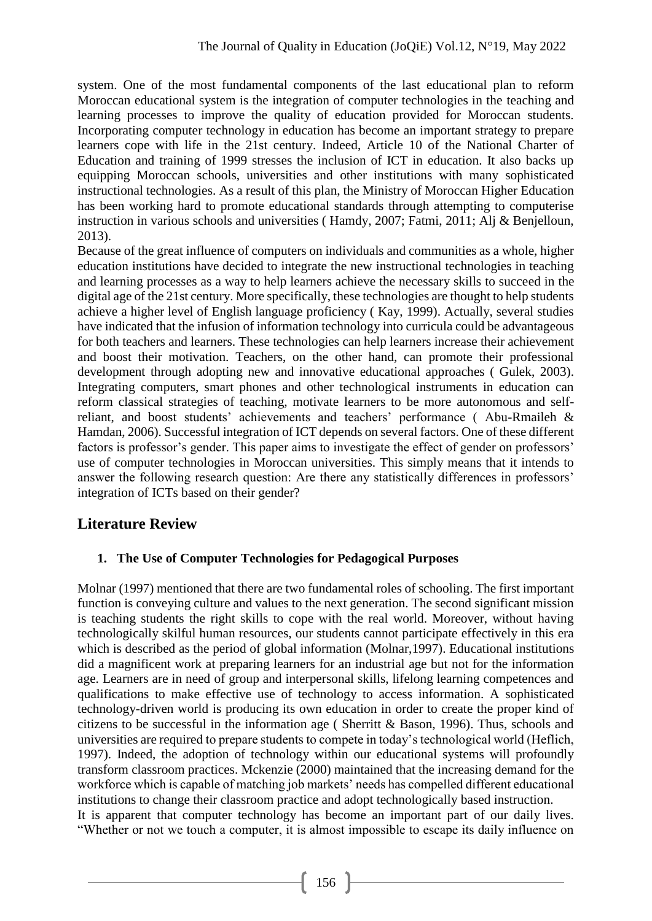system. One of the most fundamental components of the last educational plan to reform Moroccan educational system is the integration of computer technologies in the teaching and learning processes to improve the quality of education provided for Moroccan students. Incorporating computer technology in education has become an important strategy to prepare learners cope with life in the 21st century. Indeed, Article 10 of the National Charter of Education and training of 1999 stresses the inclusion of ICT in education. It also backs up equipping Moroccan schools, universities and other institutions with many sophisticated instructional technologies. As a result of this plan, the Ministry of Moroccan Higher Education has been working hard to promote educational standards through attempting to computerise instruction in various schools and universities ( Hamdy, 2007; Fatmi, 2011; Alj & Benjelloun, 2013).

Because of the great influence of computers on individuals and communities as a whole, higher education institutions have decided to integrate the new instructional technologies in teaching and learning processes as a way to help learners achieve the necessary skills to succeed in the digital age of the 21st century. More specifically, these technologies are thought to help students achieve a higher level of English language proficiency ( Kay, 1999). Actually, several studies have indicated that the infusion of information technology into curricula could be advantageous for both teachers and learners. These technologies can help learners increase their achievement and boost their motivation. Teachers, on the other hand, can promote their professional development through adopting new and innovative educational approaches ( Gulek, 2003). Integrating computers, smart phones and other technological instruments in education can reform classical strategies of teaching, motivate learners to be more autonomous and self-reliant, and boost students' achievements and teachers' performance ( Abu-Rmaileh & Hamdan, 2006). Successful integration of ICT depends on several factors. One of these different factors is professor's gender. This paper aims to investigate the effect of gender on professors' use of computer technologies in Moroccan universities. This simply means that it intends to answer the following research question: Are there any statistically differences in professors' integration of ICTs based on their gender?

## Literature Review

### 1. The Use of Computer Technologies for Pedagogical Purposes

Molnar (1997) mentioned that there are two fundamental roles of schooling. The first important function is conveying culture and values to the next generation. The second significant mission is teaching students the right skills to cope with the real world. Moreover, without having technologically skilful human resources, our students cannot participate effectively in this era which is described as the period of global information (Molnar,1997). Educational institutions did a magnificent work at preparing learners for an industrial age but not for the information age. Learners are in need of group and interpersonal skills, lifelong learning competences and qualifications to make effective use of technology to access information. A sophisticated technology-driven world is producing its own education in order to create the proper kind of citizens to be successful in the information age ( Sherritt & Bason, 1996). Thus, schools and universities are required to prepare students to compete in today's technological world (Heflich, 1997). Indeed, the adoption of technology within our educational systems will profoundly transform classroom practices. Mckenzie (2000) maintained that the increasing demand for the workforce which is capable of matching job markets' needs has compelled different educational institutions to change their classroom practice and adopt technologically based instruction.

It is apparent that computer technology has become an important part of our daily lives. "Whether or not we touch a computer, it is almost impossible to escape its daily influence on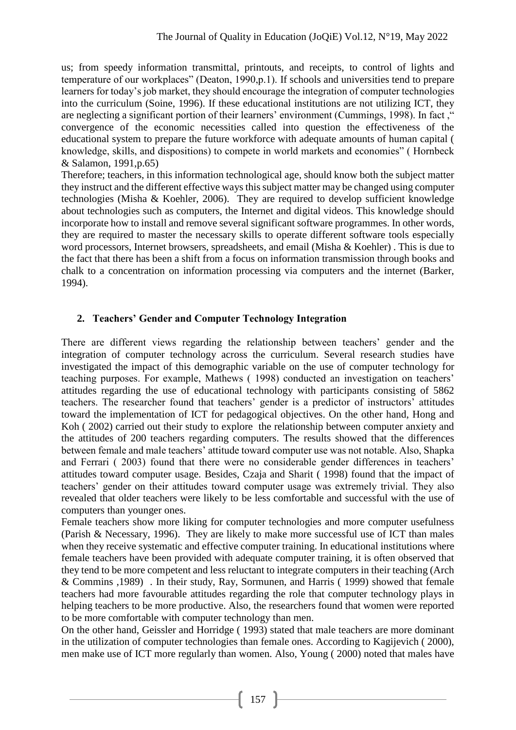us; from speedy information transmittal, printouts, and receipts, to control of lights and temperature of our workplaces" (Deaton, 1990,p.1). If schools and universities tend to prepare learners for today's job market, they should encourage the integration of computer technologies into the curriculum (Soine, 1996). If these educational institutions are not utilizing ICT, they are neglecting a significant portion of their learners' environment (Cummings, 1998). In fact ," convergence of the economic necessities called into question the effectiveness of the educational system to prepare the future workforce with adequate amounts of human capital ( knowledge, skills, and dispositions) to compete in world markets and economies" ( Hornbeck & Salamon, 1991,p.65)

Therefore; teachers, in this information technological age, should know both the subject matter they instruct and the different effective ways this subject matter may be changed using computer technologies (Misha & Koehler, 2006). They are required to develop sufficient knowledge about technologies such as computers, the Internet and digital videos. This knowledge should incorporate how to install and remove several significant software programmes. In other words, they are required to master the necessary skills to operate different software tools especially word processors, Internet browsers, spreadsheets, and email (Misha & Koehler) . This is due to the fact that there has been a shift from a focus on information transmission through books and chalk to a concentration on information processing via computers and the internet (Barker, 1994).

## 2. Teachers' Gender and Computer Technology Integration

There are different views regarding the relationship between teachers' gender and the integration of computer technology across the curriculum. Several research studies have investigated the impact of this demographic variable on the use of computer technology for teaching purposes. For example, Mathews ( 1998) conducted an investigation on teachers' attitudes regarding the use of educational technology with participants consisting of 5862 teachers. The researcher found that teachers' gender is a predictor of instructors' attitudes toward the implementation of ICT for pedagogical objectives. On the other hand, Hong and Koh ( 2002) carried out their study to explore the relationship between computer anxiety and the attitudes of 200 teachers regarding computers. The results showed that the differences between female and male teachers' attitude toward computer use was not notable. Also, Shapka and Ferrari ( 2003) found that there were no considerable gender differences in teachers' attitudes toward computer usage. Besides, Czaja and Sharit ( 1998) found that the impact of teachers' gender on their attitudes toward computer usage was extremely trivial. They also revealed that older teachers were likely to be less comfortable and successful with the use of computers than younger ones.

Female teachers show more liking for computer technologies and more computer usefulness (Parish & Necessary, 1996). They are likely to make more successful use of ICT than males when they receive systematic and effective computer training. In educational institutions where female teachers have been provided with adequate computer training, it is often observed that they tend to be more competent and less reluctant to integrate computers in their teaching (Arch & Commins ,1989) . In their study, Ray, Sormunen, and Harris ( 1999) showed that female teachers had more favourable attitudes regarding the role that computer technology plays in helping teachers to be more productive. Also, the researchers found that women were reported to be more comfortable with computer technology than men.

On the other hand, Geissler and Horridge ( 1993) stated that male teachers are more dominant in the utilization of computer technologies than female ones. According to Kagijevich ( 2000), men make use of ICT more regularly than women. Also, Young ( 2000) noted that males have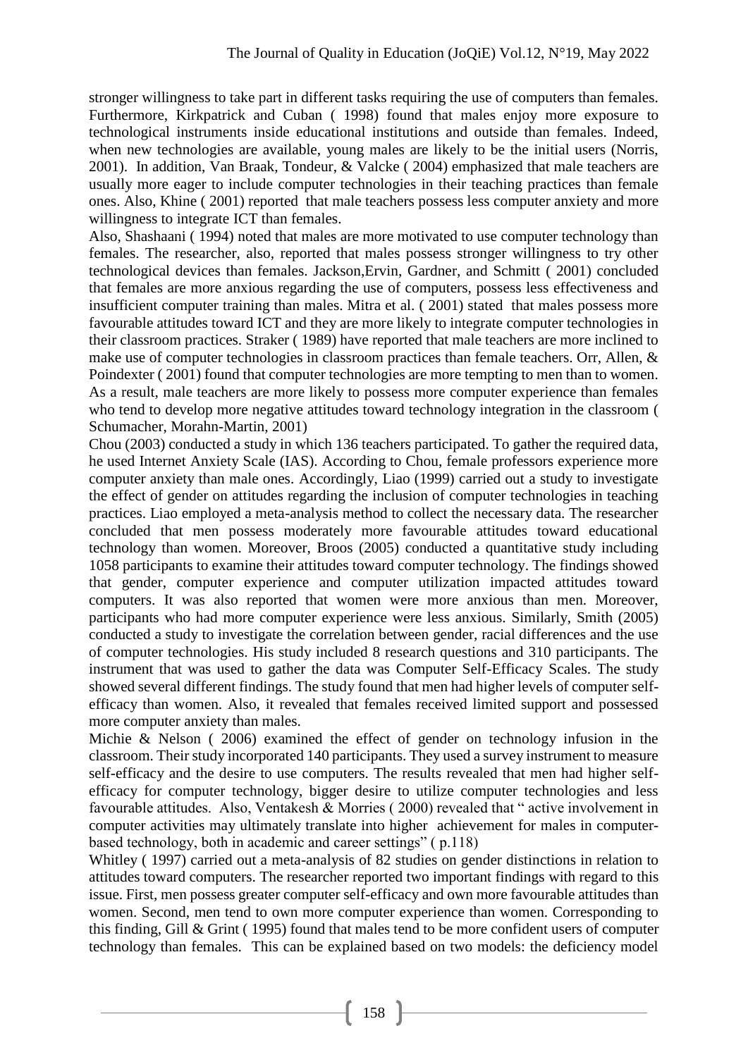stronger willingness to take part in different tasks requiring the use of computers than females. Furthermore, Kirkpatrick and Cuban ( 1998) found that males enjoy more exposure to technological instruments inside educational institutions and outside than females. Indeed, when new technologies are available, young males are likely to be the initial users (Norris, 2001). In addition, Van Braak, Tondeur, & Valcke ( 2004) emphasized that male teachers are usually more eager to include computer technologies in their teaching practices than female ones. Also, Khine ( 2001) reported that male teachers possess less computer anxiety and more willingness to integrate ICT than females.

Also, Shashaani ( 1994) noted that males are more motivated to use computer technology than females. The researcher, also, reported that males possess stronger willingness to try other technological devices than females. Jackson,Ervin, Gardner, and Schmitt ( 2001) concluded that females are more anxious regarding the use of computers, possess less effectiveness and insufficient computer training than males. Mitra et al. ( 2001) stated that males possess more favourable attitudes toward ICT and they are more likely to integrate computer technologies in their classroom practices. Straker ( 1989) have reported that male teachers are more inclined to make use of computer technologies in classroom practices than female teachers. Orr, Allen, & Poindexter ( 2001) found that computer technologies are more tempting to men than to women. As a result, male teachers are more likely to possess more computer experience than females who tend to develop more negative attitudes toward technology integration in the classroom ( Schumacher, Morahn-Martin, 2001)

Chou (2003) conducted a study in which 136 teachers participated. To gather the required data, he used Internet Anxiety Scale (IAS). According to Chou, female professors experience more computer anxiety than male ones. Accordingly, Liao (1999) carried out a study to investigate the effect of gender on attitudes regarding the inclusion of computer technologies in teaching practices. Liao employed a meta-analysis method to collect the necessary data. The researcher concluded that men possess moderately more favourable attitudes toward educational technology than women. Moreover, Broos (2005) conducted a quantitative study including 1058 participants to examine their attitudes toward computer technology. The findings showed that gender, computer experience and computer utilization impacted attitudes toward computers. It was also reported that women were more anxious than men. Moreover, participants who had more computer experience were less anxious. Similarly, Smith (2005) conducted a study to investigate the correlation between gender, racial differences and the use of computer technologies. His study included 8 research questions and 310 participants. The instrument that was used to gather the data was Computer Self-Efficacy Scales. The study showed several different findings. The study found that men had higher levels of computer self-efficacy than women. Also, it revealed that females received limited support and possessed more computer anxiety than males.

Michie & Nelson ( 2006) examined the effect of gender on technology infusion in the classroom. Their study incorporated 140 participants. They used a survey instrument to measure self-efficacy and the desire to use computers. The results revealed that men had higher self-efficacy for computer technology, bigger desire to utilize computer technologies and less favourable attitudes. Also, Ventakesh & Morries ( 2000) revealed that " active involvement in computer activities may ultimately translate into higher achievement for males in computer-based technology, both in academic and career settings" ( p.118)

Whitley ( 1997) carried out a meta-analysis of 82 studies on gender distinctions in relation to attitudes toward computers. The researcher reported two important findings with regard to this issue. First, men possess greater computer self-efficacy and own more favourable attitudes than women. Second, men tend to own more computer experience than women. Corresponding to this finding, Gill & Grint ( 1995) found that males tend to be more confident users of computer technology than females. This can be explained based on two models: the deficiency model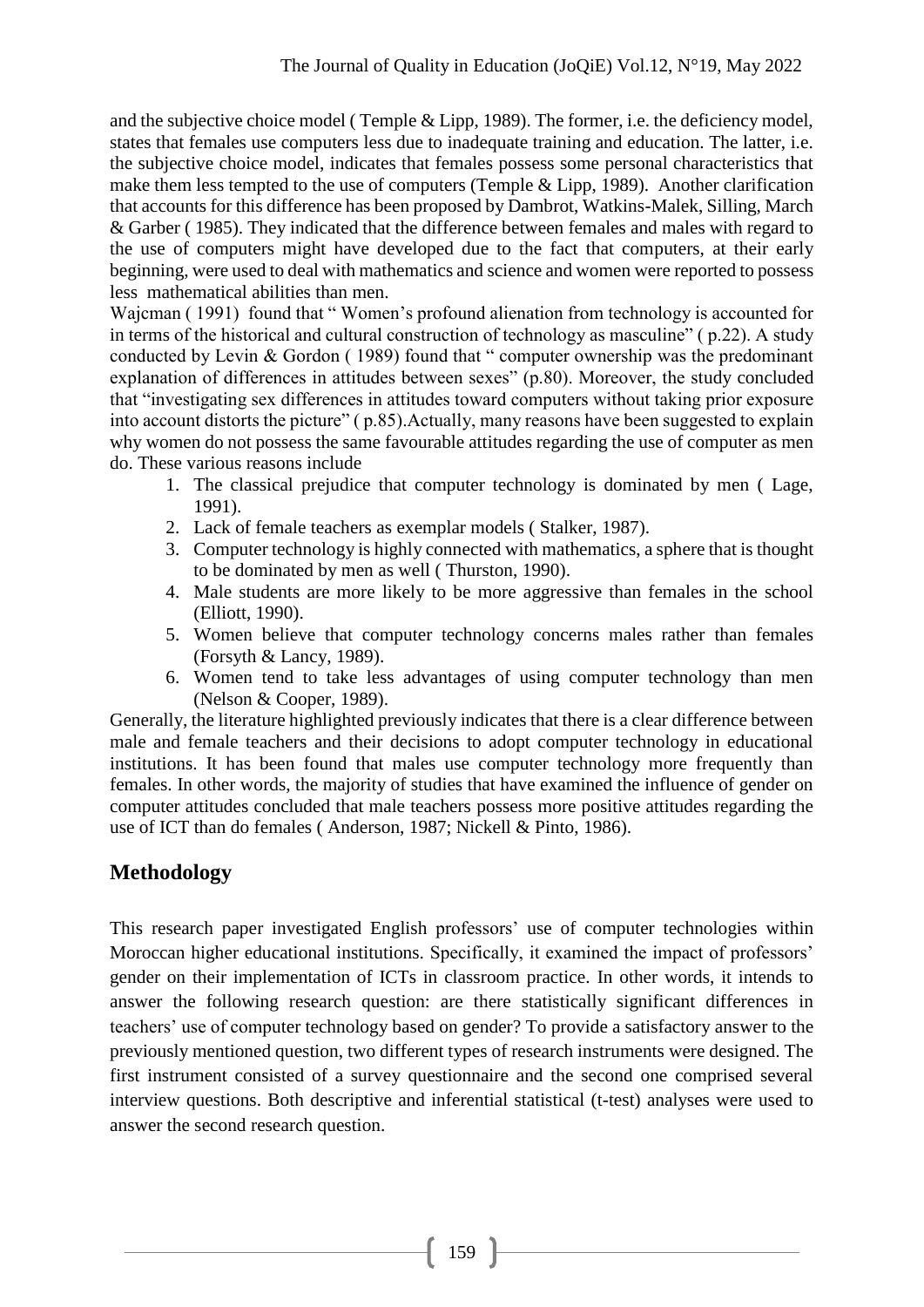and the subjective choice model ( Temple & Lipp, 1989). The former, i.e. the deficiency model, states that females use computers less due to inadequate training and education. The latter, i.e. the subjective choice model, indicates that females possess some personal characteristics that make them less tempted to the use of computers (Temple & Lipp, 1989). Another clarification that accounts for this difference has been proposed by Dambrot, Watkins-Malek, Silling, March & Garber ( 1985). They indicated that the difference between females and males with regard to the use of computers might have developed due to the fact that computers, at their early beginning, were used to deal with mathematics and science and women were reported to possess less mathematical abilities than men.

Wajcman ( 1991) found that " Women's profound alienation from technology is accounted for in terms of the historical and cultural construction of technology as masculine" ( p.22). A study conducted by Levin & Gordon ( 1989) found that " computer ownership was the predominant explanation of differences in attitudes between sexes" (p.80). Moreover, the study concluded that "investigating sex differences in attitudes toward computers without taking prior exposure into account distorts the picture" ( p.85).Actually, many reasons have been suggested to explain why women do not possess the same favourable attitudes regarding the use of computer as men do. These various reasons include

1. The classical prejudice that computer technology is dominated by men ( Lage, 1991).
2. Lack of female teachers as exemplar models ( Stalker, 1987).
3. Computer technology is highly connected with mathematics, a sphere that is thought to be dominated by men as well ( Thurston, 1990).
4. Male students are more likely to be more aggressive than females in the school (Elliott, 1990).
5. Women believe that computer technology concerns males rather than females (Forsyth & Lancy, 1989).
6. Women tend to take less advantages of using computer technology than men (Nelson & Cooper, 1989).

Generally, the literature highlighted previously indicates that there is a clear difference between male and female teachers and their decisions to adopt computer technology in educational institutions. It has been found that males use computer technology more frequently than females. In other words, the majority of studies that have examined the influence of gender on computer attitudes concluded that male teachers possess more positive attitudes regarding the use of ICT than do females ( Anderson, 1987; Nickell & Pinto, 1986).

## Methodology

This research paper investigated English professors' use of computer technologies within Moroccan higher educational institutions. Specifically, it examined the impact of professors' gender on their implementation of ICTs in classroom practice. In other words, it intends to answer the following research question: are there statistically significant differences in teachers' use of computer technology based on gender? To provide a satisfactory answer to the previously mentioned question, two different types of research instruments were designed. The first instrument consisted of a survey questionnaire and the second one comprised several interview questions. Both descriptive and inferential statistical (t-test) analyses were used to answer the second research question.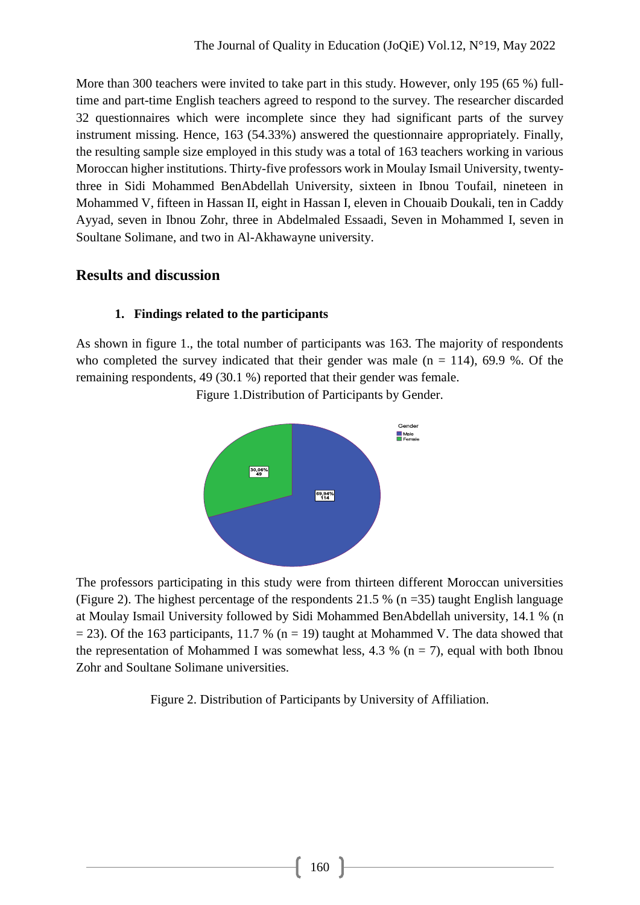More than 300 teachers were invited to take part in this study. However, only 195 (65 %) full-time and part-time English teachers agreed to respond to the survey. The researcher discarded 32 questionnaires which were incomplete since they had significant parts of the survey instrument missing. Hence, 163 (54.33%) answered the questionnaire appropriately. Finally, the resulting sample size employed in this study was a total of 163 teachers working in various Moroccan higher institutions. Thirty-five professors work in Moulay Ismail University, twenty-three in Sidi Mohammed BenAbdellah University, sixteen in Ibnou Toufail, nineteen in Mohammed V, fifteen in Hassan II, eight in Hassan I, eleven in Chouaib Doukali, ten in Caddy Ayyad, seven in Ibnou Zohr, three in Abdelmaled Essaadi, Seven in Mohammed I, seven in Soultane Solimane, and two in Al-Akhawayne university.

## Results and discussion

### 1. Findings related to the participants

As shown in figure 1., the total number of participants was 163. The majority of respondents who completed the survey indicated that their gender was male (n = 114), 69.9 %. Of the remaining respondents, 49 (30.1 %) reported that their gender was female.

Figure 1.Distribution of Participants by Gender.

The professors participating in this study were from thirteen different Moroccan universities (Figure 2). The highest percentage of the respondents 21.5 % (n =35) taught English language at Moulay Ismail University followed by Sidi Mohammed BenAbdellah university, 14.1 % (n = 23). Of the 163 participants, 11.7 % (n = 19) taught at Mohammed V. The data showed that the representation of Mohammed I was somewhat less, 4.3 % (n = 7), equal with both Ibnou Zohr and Soultane Solimane universities.

Figure 2. Distribution of Participants by University of Affiliation.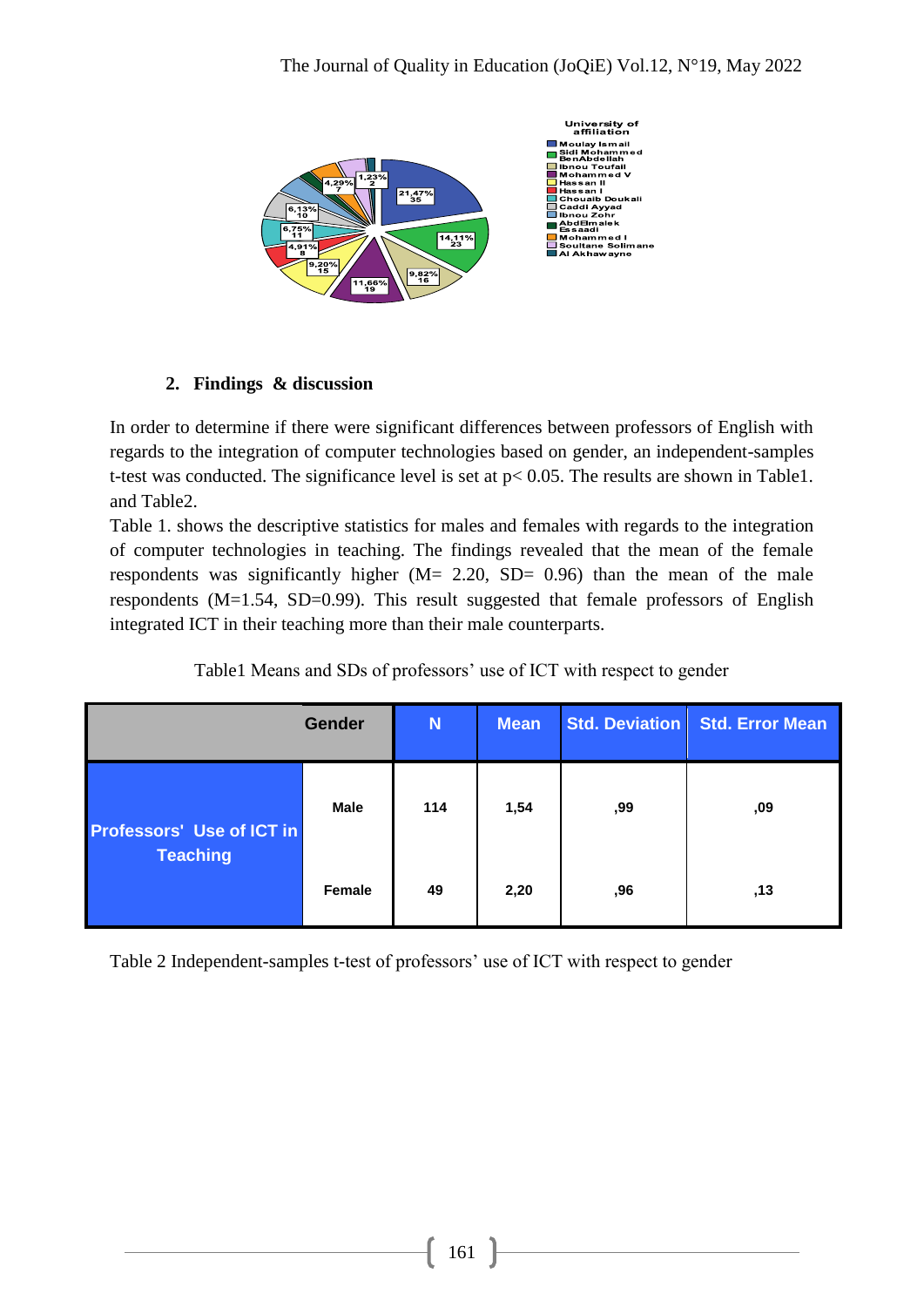## 2. Findings & discussion

In order to determine if there were significant differences between professors of English with regards to the integration of computer technologies based on gender, an independent-samples t-test was conducted. The significance level is set at $p< 0.05$. The results are shown in Table1. and Table2.

Table 1. shows the descriptive statistics for males and females with regards to the integration of computer technologies in teaching. The findings revealed that the mean of the female respondents was significantly higher (M= 2.20, SD= 0.96) than the mean of the male respondents (M=1.54, SD=0.99). This result suggested that female professors of English integrated ICT in their teaching more than their male counterparts.

Table1 Means and SDs of professors' use of ICT with respect to gender

| | Gender | N | Mean | Std. Deviation | Std. Error Mean |
|---|---|---|---|---|---|
| Professors' Use of ICT in Teaching | Male | 114 | 1,54 | ,99 | ,09 |
| | Female | 49 | 2,20 | ,96 | ,13 |

Table 2 Independent-samples t-test of professors' use of ICT with respect to gender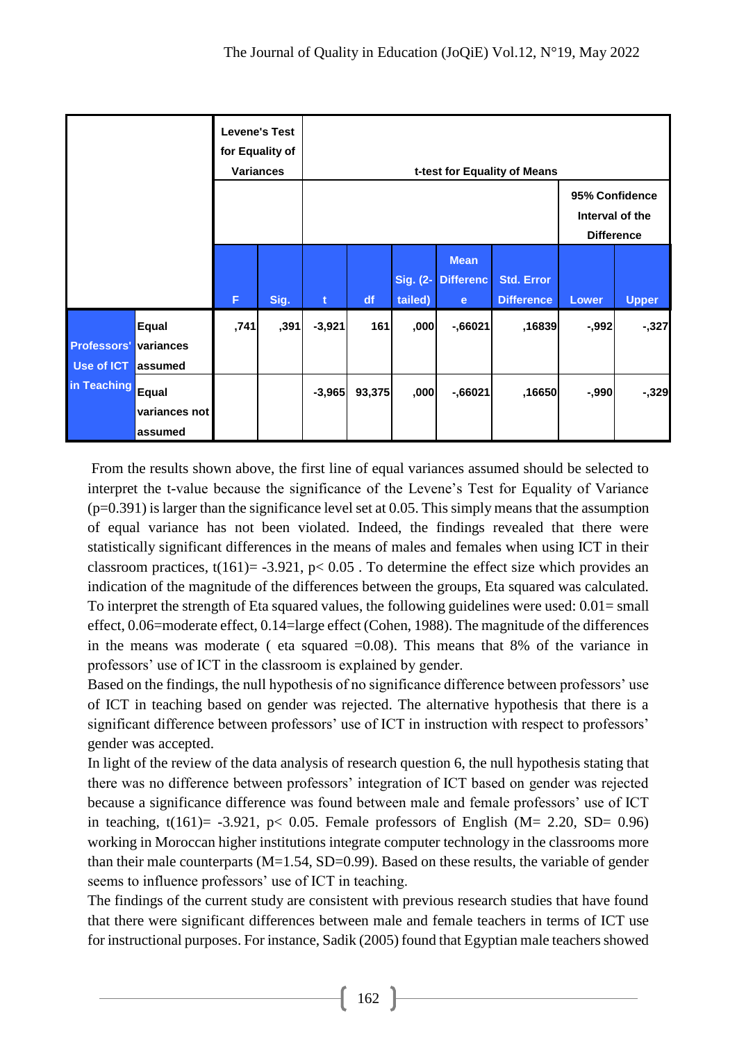| | | Levene's Test for Equality of Variances | | t-test for Equality of Means | | | | | | |
|---|---|---|---|---|---|---|---|---|---|---|
| | | | | | | | | | 95% Confidence Interval of the Difference | |
| | | F | Sig. | t | df | Sig. (2-tailed) | Mean Difference | Std. Error Difference | Lower | Upper |
| Professors' Use of ICT in Teaching | Equal variances assumed | ,741 | ,391 | -3,921 | 161 | ,000 | -,66021 | ,16839 | -,992 | -,327 |
| | Equal variances not assumed | | | -3,965 | 93,375 | ,000 | -,66021 | ,16650 | -,990 | -,329 |

From the results shown above, the first line of equal variances assumed should be selected to interpret the t-value because the significance of the Levene's Test for Equality of Variance ($p=0.391$) is larger than the significance level set at 0.05. This simply means that the assumption of equal variance has not been violated. Indeed, the findings revealed that there were statistically significant differences in the means of males and females when using ICT in their classroom practices, $t(161)= -3.921$, $p< 0.05$ . To determine the effect size which provides an indication of the magnitude of the differences between the groups, Eta squared was calculated. To interpret the strength of Eta squared values, the following guidelines were used: 0.01= small effect, 0.06=moderate effect, 0.14=large effect (Cohen, 1988). The magnitude of the differences in the means was moderate ( eta squared =0.08). This means that 8% of the variance in professors' use of ICT in the classroom is explained by gender.

Based on the findings, the null hypothesis of no significance difference between professors' use of ICT in teaching based on gender was rejected. The alternative hypothesis that there is a significant difference between professors' use of ICT in instruction with respect to professors' gender was accepted.

In light of the review of the data analysis of research question 6, the null hypothesis stating that there was no difference between professors' integration of ICT based on gender was rejected because a significance difference was found between male and female professors' use of ICT in teaching, $t(161)= -3.921$, $p< 0.05$. Female professors of English ($M= 2.20$, $SD= 0.96$) working in Moroccan higher institutions integrate computer technology in the classrooms more than their male counterparts ($M=1.54$, $SD=0.99$). Based on these results, the variable of gender seems to influence professors' use of ICT in teaching.

The findings of the current study are consistent with previous research studies that have found that there were significant differences between male and female teachers in terms of ICT use for instructional purposes. For instance, Sadik (2005) found that Egyptian male teachers showed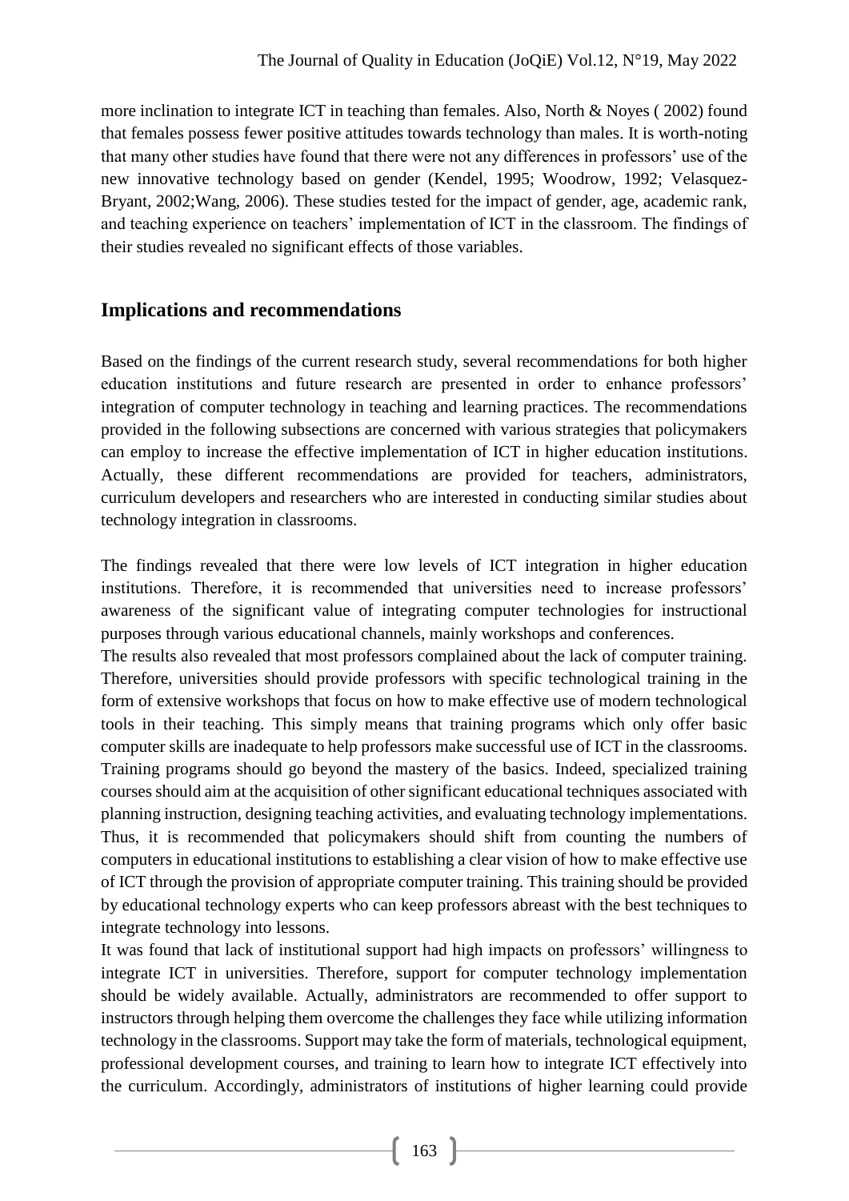more inclination to integrate ICT in teaching than females. Also, North & Noyes ( 2002) found that females possess fewer positive attitudes towards technology than males. It is worth-noting that many other studies have found that there were not any differences in professors' use of the new innovative technology based on gender (Kendel, 1995; Woodrow, 1992; Velasquez-Bryant, 2002;Wang, 2006). These studies tested for the impact of gender, age, academic rank, and teaching experience on teachers' implementation of ICT in the classroom. The findings of their studies revealed no significant effects of those variables.

## Implications and recommendations

Based on the findings of the current research study, several recommendations for both higher education institutions and future research are presented in order to enhance professors' integration of computer technology in teaching and learning practices. The recommendations provided in the following subsections are concerned with various strategies that policymakers can employ to increase the effective implementation of ICT in higher education institutions. Actually, these different recommendations are provided for teachers, administrators, curriculum developers and researchers who are interested in conducting similar studies about technology integration in classrooms.

The findings revealed that there were low levels of ICT integration in higher education institutions. Therefore, it is recommended that universities need to increase professors' awareness of the significant value of integrating computer technologies for instructional purposes through various educational channels, mainly workshops and conferences.

The results also revealed that most professors complained about the lack of computer training. Therefore, universities should provide professors with specific technological training in the form of extensive workshops that focus on how to make effective use of modern technological tools in their teaching. This simply means that training programs which only offer basic computer skills are inadequate to help professors make successful use of ICT in the classrooms. Training programs should go beyond the mastery of the basics. Indeed, specialized training courses should aim at the acquisition of other significant educational techniques associated with planning instruction, designing teaching activities, and evaluating technology implementations. Thus, it is recommended that policymakers should shift from counting the numbers of computers in educational institutions to establishing a clear vision of how to make effective use of ICT through the provision of appropriate computer training. This training should be provided by educational technology experts who can keep professors abreast with the best techniques to integrate technology into lessons.

It was found that lack of institutional support had high impacts on professors' willingness to integrate ICT in universities. Therefore, support for computer technology implementation should be widely available. Actually, administrators are recommended to offer support to instructors through helping them overcome the challenges they face while utilizing information technology in the classrooms. Support may take the form of materials, technological equipment, professional development courses, and training to learn how to integrate ICT effectively into the curriculum. Accordingly, administrators of institutions of higher learning could provide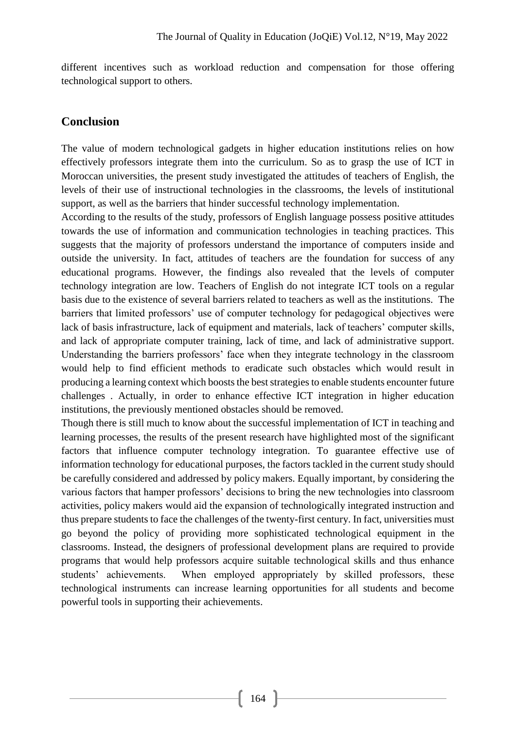different incentives such as workload reduction and compensation for those offering technological support to others.

## Conclusion

The value of modern technological gadgets in higher education institutions relies on how effectively professors integrate them into the curriculum. So as to grasp the use of ICT in Moroccan universities, the present study investigated the attitudes of teachers of English, the levels of their use of instructional technologies in the classrooms, the levels of institutional support, as well as the barriers that hinder successful technology implementation.

According to the results of the study, professors of English language possess positive attitudes towards the use of information and communication technologies in teaching practices. This suggests that the majority of professors understand the importance of computers inside and outside the university. In fact, attitudes of teachers are the foundation for success of any educational programs. However, the findings also revealed that the levels of computer technology integration are low. Teachers of English do not integrate ICT tools on a regular basis due to the existence of several barriers related to teachers as well as the institutions. The barriers that limited professors' use of computer technology for pedagogical objectives were lack of basis infrastructure, lack of equipment and materials, lack of teachers' computer skills, and lack of appropriate computer training, lack of time, and lack of administrative support. Understanding the barriers professors' face when they integrate technology in the classroom would help to find efficient methods to eradicate such obstacles which would result in producing a learning context which boosts the best strategies to enable students encounter future challenges . Actually, in order to enhance effective ICT integration in higher education institutions, the previously mentioned obstacles should be removed.

Though there is still much to know about the successful implementation of ICT in teaching and learning processes, the results of the present research have highlighted most of the significant factors that influence computer technology integration. To guarantee effective use of information technology for educational purposes, the factors tackled in the current study should be carefully considered and addressed by policy makers. Equally important, by considering the various factors that hamper professors' decisions to bring the new technologies into classroom activities, policy makers would aid the expansion of technologically integrated instruction and thus prepare students to face the challenges of the twenty-first century. In fact, universities must go beyond the policy of providing more sophisticated technological equipment in the classrooms. Instead, the designers of professional development plans are required to provide programs that would help professors acquire suitable technological skills and thus enhance students' achievements. When employed appropriately by skilled professors, these technological instruments can increase learning opportunities for all students and become powerful tools in supporting their achievements.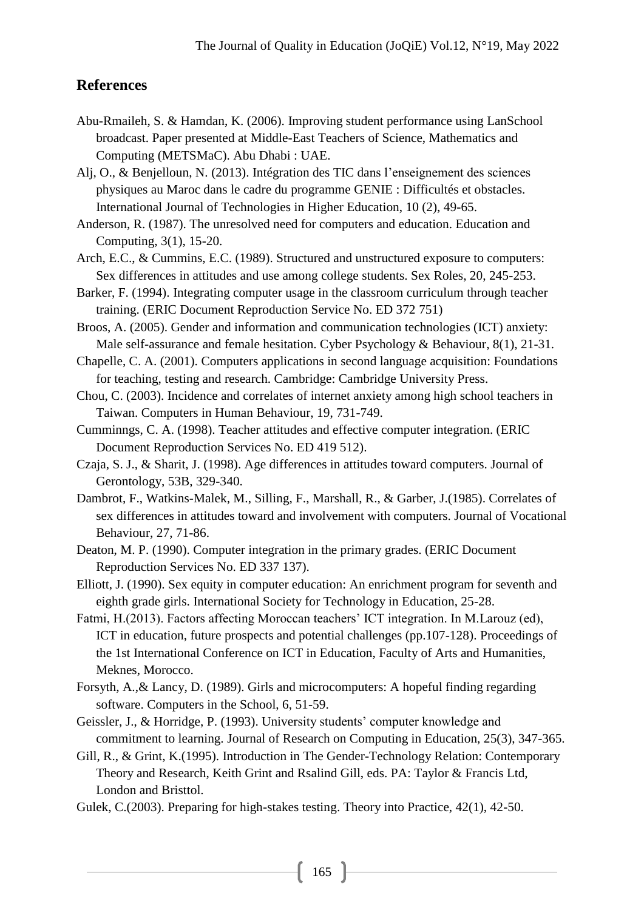## References

Abu-Rmaileh, S. & Hamdan, K. (2006). Improving student performance using LanSchool broadcast. Paper presented at Middle-East Teachers of Science, Mathematics and Computing (METSMaC). Abu Dhabi : UAE.

Alj, O., & Benjelloun, N. (2013). Intégration des TIC dans l'enseignement des sciences physiques au Maroc dans le cadre du programme GENIE : Difficultés et obstacles. International Journal of Technologies in Higher Education, 10 (2), 49-65.

Anderson, R. (1987). The unresolved need for computers and education. Education and Computing, 3(1), 15-20.

Arch, E.C., & Cummins, E.C. (1989). Structured and unstructured exposure to computers: Sex differences in attitudes and use among college students. Sex Roles, 20, 245-253.

Barker, F. (1994). Integrating computer usage in the classroom curriculum through teacher training. (ERIC Document Reproduction Service No. ED 372 751)

Broos, A. (2005). Gender and information and communication technologies (ICT) anxiety: Male self-assurance and female hesitation. Cyber Psychology & Behaviour, 8(1), 21-31.

Chapelle, C. A. (2001). Computers applications in second language acquisition: Foundations for teaching, testing and research. Cambridge: Cambridge University Press.

Chou, C. (2003). Incidence and correlates of internet anxiety among high school teachers in Taiwan. Computers in Human Behaviour, 19, 731-749.

Cumminngs, C. A. (1998). Teacher attitudes and effective computer integration. (ERIC Document Reproduction Services No. ED 419 512).

Czaja, S. J., & Sharit, J. (1998). Age differences in attitudes toward computers. Journal of Gerontology, 53B, 329-340.

Dambrot, F., Watkins-Malek, M., Silling, F., Marshall, R., & Garber, J.(1985). Correlates of sex differences in attitudes toward and involvement with computers. Journal of Vocational Behaviour, 27, 71-86.

Deaton, M. P. (1990). Computer integration in the primary grades. (ERIC Document Reproduction Services No. ED 337 137).

Elliott, J. (1990). Sex equity in computer education: An enrichment program for seventh and eighth grade girls. International Society for Technology in Education, 25-28.

Fatmi, H.(2013). Factors affecting Moroccan teachers' ICT integration. In M.Larouz (ed), ICT in education, future prospects and potential challenges (pp.107-128). Proceedings of the 1st International Conference on ICT in Education, Faculty of Arts and Humanities, Meknes, Morocco.

Forsyth, A.,& Lancy, D. (1989). Girls and microcomputers: A hopeful finding regarding software. Computers in the School, 6, 51-59.

Geissler, J., & Horridge, P. (1993). University students' computer knowledge and commitment to learning. Journal of Research on Computing in Education, 25(3), 347-365.

Gill, R., & Grint, K.(1995). Introduction in The Gender-Technology Relation: Contemporary Theory and Research, Keith Grint and Rsalind Gill, eds. PA: Taylor & Francis Ltd, London and Bristtol.

Gulek, C.(2003). Preparing for high-stakes testing. Theory into Practice, 42(1), 42-50.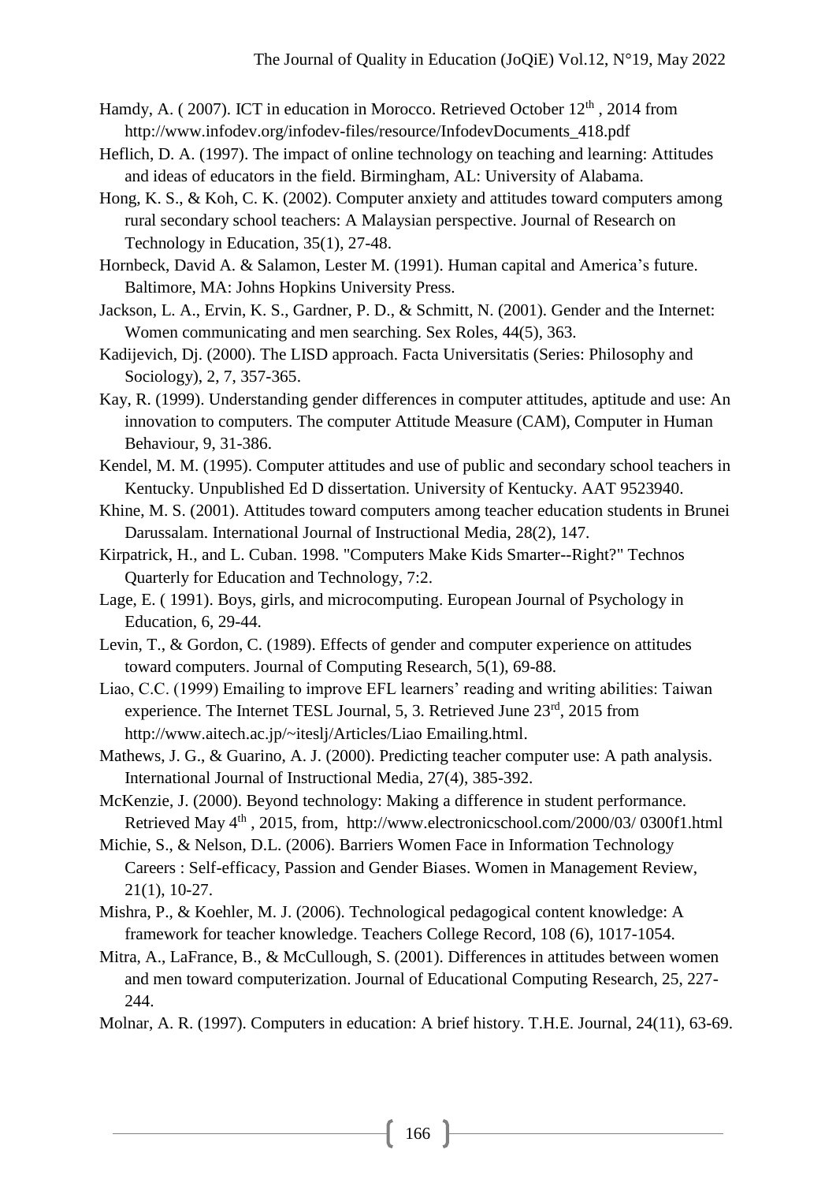Hamdy, A. ( 2007). ICT in education in Morocco. Retrieved October 12th , 2014 from http://www.infodev.org/infodev-files/resource/InfodevDocuments_418.pdf

Heflich, D. A. (1997). The impact of online technology on teaching and learning: Attitudes and ideas of educators in the field. Birmingham, AL: University of Alabama.

Hong, K. S., & Koh, C. K. (2002). Computer anxiety and attitudes toward computers among rural secondary school teachers: A Malaysian perspective. Journal of Research on Technology in Education, 35(1), 27-48.

Hornbeck, David A. & Salamon, Lester M. (1991). Human capital and America's future. Baltimore, MA: Johns Hopkins University Press.

Jackson, L. A., Ervin, K. S., Gardner, P. D., & Schmitt, N. (2001). Gender and the Internet: Women communicating and men searching. Sex Roles, 44(5), 363.

Kadijevich, Dj. (2000). The LISD approach. Facta Universitatis (Series: Philosophy and Sociology), 2, 7, 357-365.

Kay, R. (1999). Understanding gender differences in computer attitudes, aptitude and use: An innovation to computers. The computer Attitude Measure (CAM), Computer in Human Behaviour, 9, 31-386.

Kendel, M. M. (1995). Computer attitudes and use of public and secondary school teachers in Kentucky. Unpublished Ed D dissertation. University of Kentucky. AAT 9523940.

Khine, M. S. (2001). Attitudes toward computers among teacher education students in Brunei Darussalam. International Journal of Instructional Media, 28(2), 147.

Kirpatrick, H., and L. Cuban. 1998. "Computers Make Kids Smarter--Right?" Technos Quarterly for Education and Technology, 7:2.

Lage, E. ( 1991). Boys, girls, and microcomputing. European Journal of Psychology in Education, 6, 29-44.

Levin, T., & Gordon, C. (1989). Effects of gender and computer experience on attitudes toward computers. Journal of Computing Research, 5(1), 69-88.

Liao, C.C. (1999) Emailing to improve EFL learners' reading and writing abilities: Taiwan experience. The Internet TESL Journal, 5, 3. Retrieved June 23rd, 2015 from http://www.aitech.ac.jp/~iteslj/Articles/Liao Emailing.html.

Mathews, J. G., & Guarino, A. J. (2000). Predicting teacher computer use: A path analysis. International Journal of Instructional Media, 27(4), 385-392.

McKenzie, J. (2000). Beyond technology: Making a difference in student performance. Retrieved May 4th , 2015, from, http://www.electronicschool.com/2000/03/ 0300f1.html

Michie, S., & Nelson, D.L. (2006). Barriers Women Face in Information Technology Careers : Self-efficacy, Passion and Gender Biases. Women in Management Review, 21(1), 10-27.

Mishra, P., & Koehler, M. J. (2006). Technological pedagogical content knowledge: A framework for teacher knowledge. Teachers College Record, 108 (6), 1017-1054.

Mitra, A., LaFrance, B., & McCullough, S. (2001). Differences in attitudes between women and men toward computerization. Journal of Educational Computing Research, 25, 227-244.

Molnar, A. R. (1997). Computers in education: A brief history. T.H.E. Journal, 24(11), 63-69.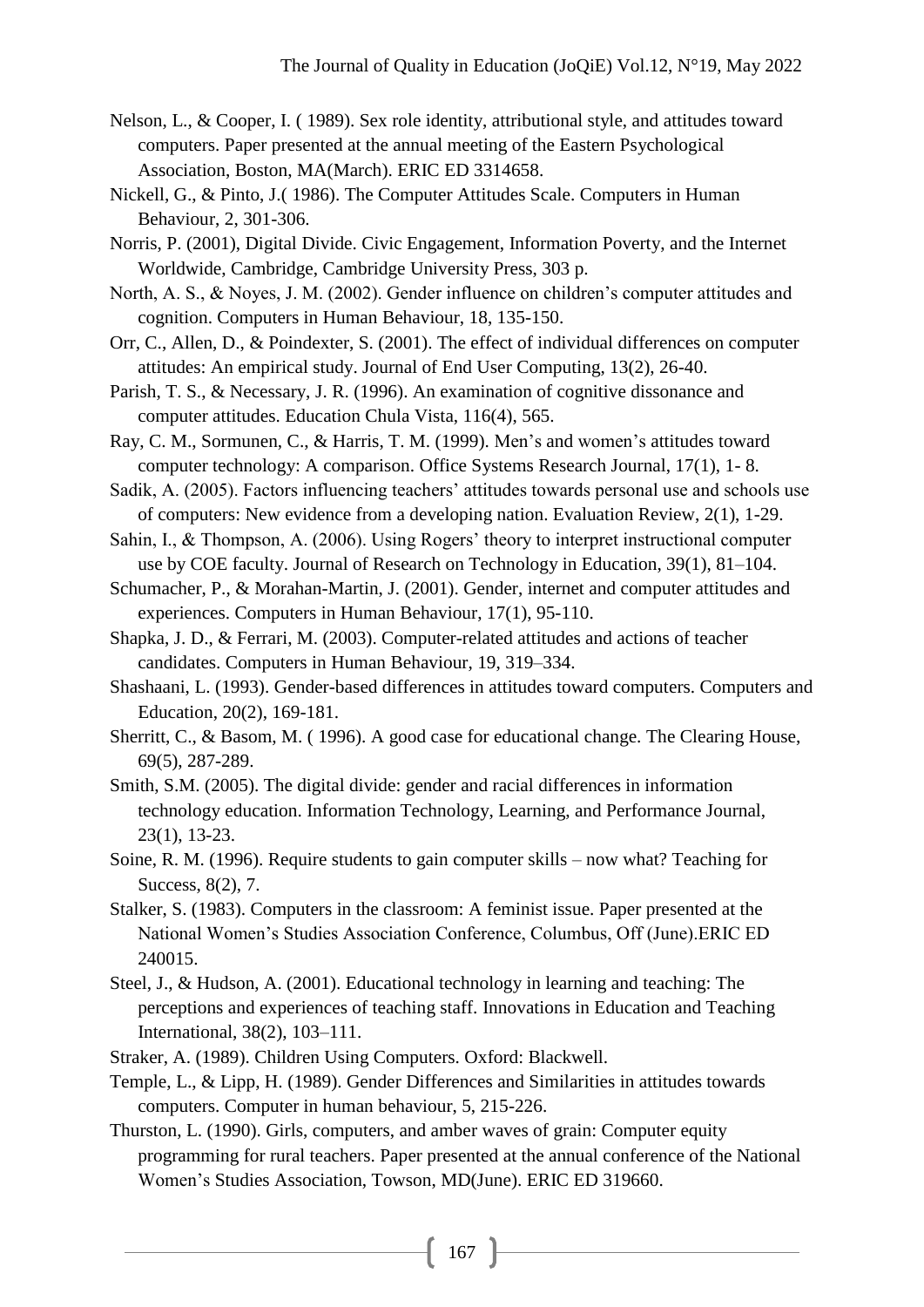Nelson, L., & Cooper, I. ( 1989). Sex role identity, attributional style, and attitudes toward computers. Paper presented at the annual meeting of the Eastern Psychological Association, Boston, MA(March). ERIC ED 3314658.

Nickell, G., & Pinto, J.( 1986). The Computer Attitudes Scale. Computers in Human Behaviour, 2, 301-306.

Norris, P. (2001), Digital Divide. Civic Engagement, Information Poverty, and the Internet Worldwide, Cambridge, Cambridge University Press, 303 p.

North, A. S., & Noyes, J. M. (2002). Gender influence on children's computer attitudes and cognition. Computers in Human Behaviour, 18, 135-150.

Orr, C., Allen, D., & Poindexter, S. (2001). The effect of individual differences on computer attitudes: An empirical study. Journal of End User Computing, 13(2), 26-40.

Parish, T. S., & Necessary, J. R. (1996). An examination of cognitive dissonance and computer attitudes. Education Chula Vista, 116(4), 565.

Ray, C. M., Sormunen, C., & Harris, T. M. (1999). Men's and women's attitudes toward computer technology: A comparison. Office Systems Research Journal, 17(1), 1- 8.

Sadik, A. (2005). Factors influencing teachers' attitudes towards personal use and schools use of computers: New evidence from a developing nation. Evaluation Review, 2(1), 1-29.

Sahin, I., & Thompson, A. (2006). Using Rogers' theory to interpret instructional computer use by COE faculty. Journal of Research on Technology in Education, 39(1), 81–104.

Schumacher, P., & Morahan-Martin, J. (2001). Gender, internet and computer attitudes and experiences. Computers in Human Behaviour, 17(1), 95-110.

Shapka, J. D., & Ferrari, M. (2003). Computer-related attitudes and actions of teacher candidates. Computers in Human Behaviour, 19, 319–334.

Shashaani, L. (1993). Gender-based differences in attitudes toward computers. Computers and Education, 20(2), 169-181.

Sherritt, C., & Basom, M. ( 1996). A good case for educational change. The Clearing House, 69(5), 287-289.

Smith, S.M. (2005). The digital divide: gender and racial differences in information technology education. Information Technology, Learning, and Performance Journal, 23(1), 13-23.

Soine, R. M. (1996). Require students to gain computer skills – now what? Teaching for Success, 8(2), 7.

Stalker, S. (1983). Computers in the classroom: A feminist issue. Paper presented at the National Women's Studies Association Conference, Columbus, Off (June).ERIC ED 240015.

Steel, J., & Hudson, A. (2001). Educational technology in learning and teaching: The perceptions and experiences of teaching staff. Innovations in Education and Teaching International, 38(2), 103–111.

Straker, A. (1989). Children Using Computers. Oxford: Blackwell.

Temple, L., & Lipp, H. (1989). Gender Differences and Similarities in attitudes towards computers. Computer in human behaviour, 5, 215-226.

Thurston, L. (1990). Girls, computers, and amber waves of grain: Computer equity programming for rural teachers. Paper presented at the annual conference of the National Women's Studies Association, Towson, MD(June). ERIC ED 319660.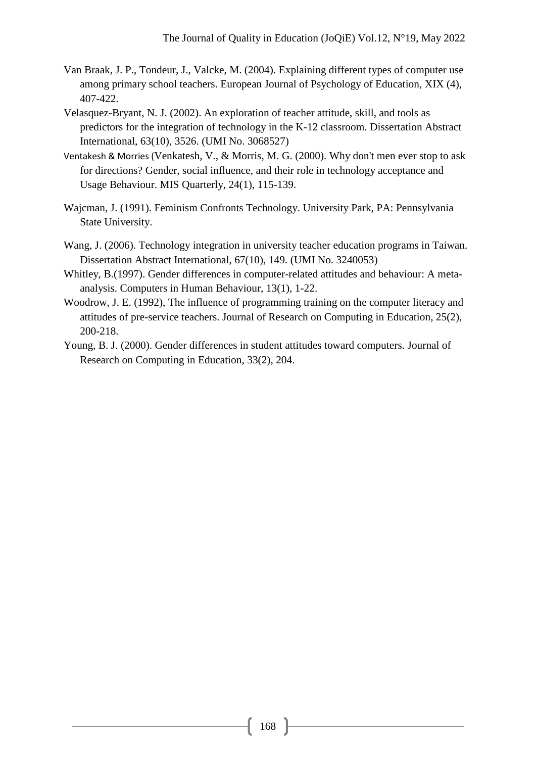Van Braak, J. P., Tondeur, J., Valcke, M. (2004). Explaining different types of computer use among primary school teachers. European Journal of Psychology of Education, XIX (4), 407-422.

Velasquez-Bryant, N. J. (2002). An exploration of teacher attitude, skill, and tools as predictors for the integration of technology in the K-12 classroom. Dissertation Abstract International, 63(10), 3526. (UMI No. 3068527)

Ventakesh & Morries (Venkatesh, V., & Morris, M. G. (2000). Why don't men ever stop to ask for directions? Gender, social influence, and their role in technology acceptance and Usage Behaviour. MIS Quarterly, 24(1), 115-139.

Wajcman, J. (1991). Feminism Confronts Technology. University Park, PA: Pennsylvania State University.

Wang, J. (2006). Technology integration in university teacher education programs in Taiwan. Dissertation Abstract International, 67(10), 149. (UMI No. 3240053)

Whitley, B.(1997). Gender differences in computer-related attitudes and behaviour: A meta-analysis. Computers in Human Behaviour, 13(1), 1-22.

Woodrow, J. E. (1992), The influence of programming training on the computer literacy and attitudes of pre-service teachers. Journal of Research on Computing in Education, 25(2), 200-218.

Young, B. J. (2000). Gender differences in student attitudes toward computers. Journal of Research on Computing in Education, 33(2), 204.